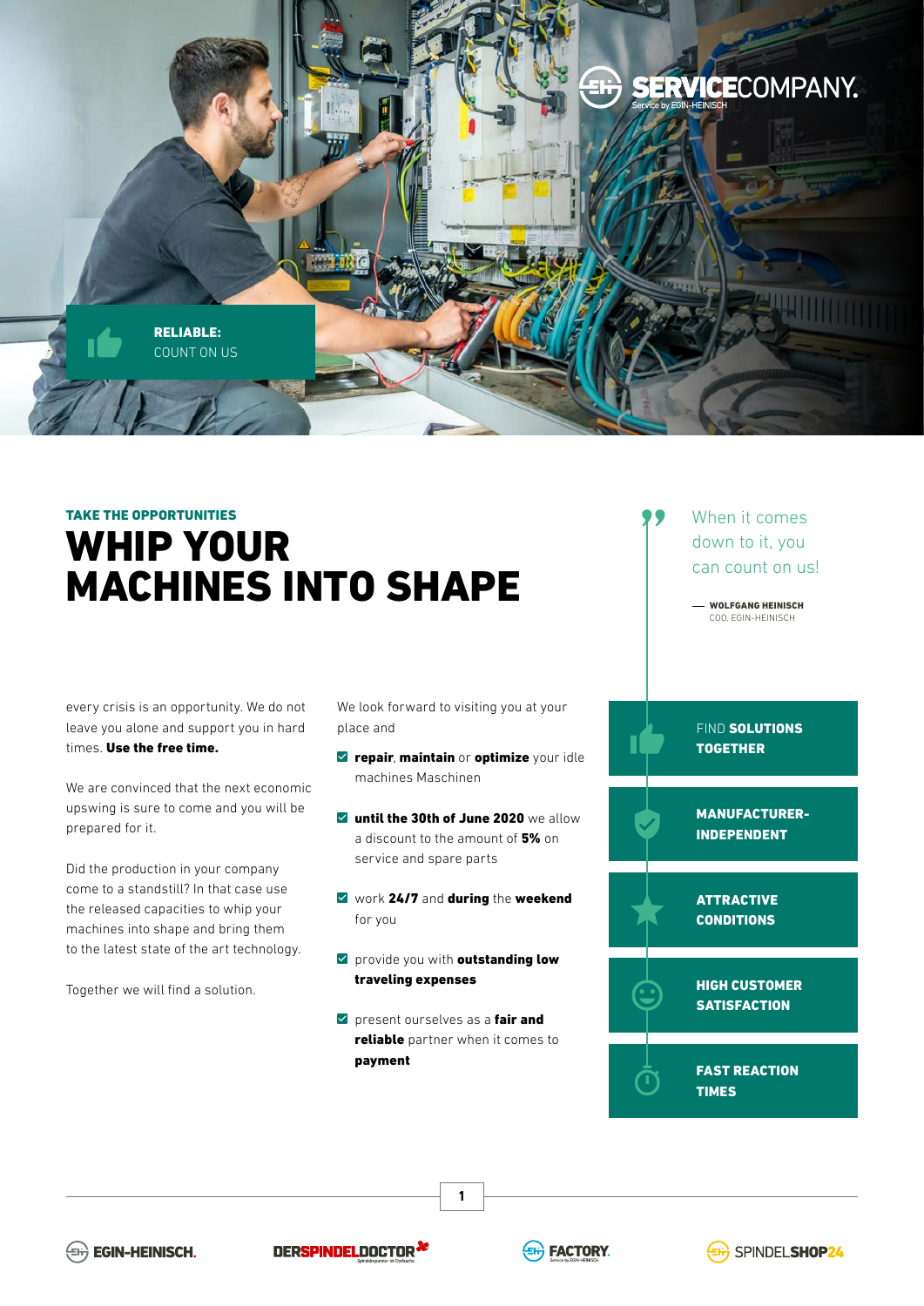**RELIABLE:**
COUNT ON US

TAKE THE OPPORTUNITIES

# WHIP YOUR MACHINES INTO SHAPE

> When it comes down to it, you can count on us!
>
> — **WOLFGANG HEINISCH**
> COO, EGIN-HEINISCH

every crisis is an opportunity. We do not leave you alone and support you in hard times. **Use the free time.**

We are convinced that the next economic upswing is sure to come and you will be prepared for it.

Did the production in your company come to a standstill? In that case use the released capacities to whip your machines into shape and bring them to the latest state of the art technology.

Together we will find a solution.

We look forward to visiting you at your place and

- **repair**, **maintain** or **optimize** your idle machines Maschinen
- **until the 30th of June 2020** we allow a discount to the amount of **5%** on service and spare parts
- work **24/7** and **during** the **weekend** for you
- provide you with **outstanding low traveling expenses**
- present ourselves as a **fair and reliable** partner when it comes to **payment**

FIND **SOLUTIONS TOGETHER**

**MANUFACTURER-INDEPENDENT**

**ATTRACTIVE CONDITIONS**

**HIGH CUSTOMER SATISFACTION**

**FAST REACTION TIMES**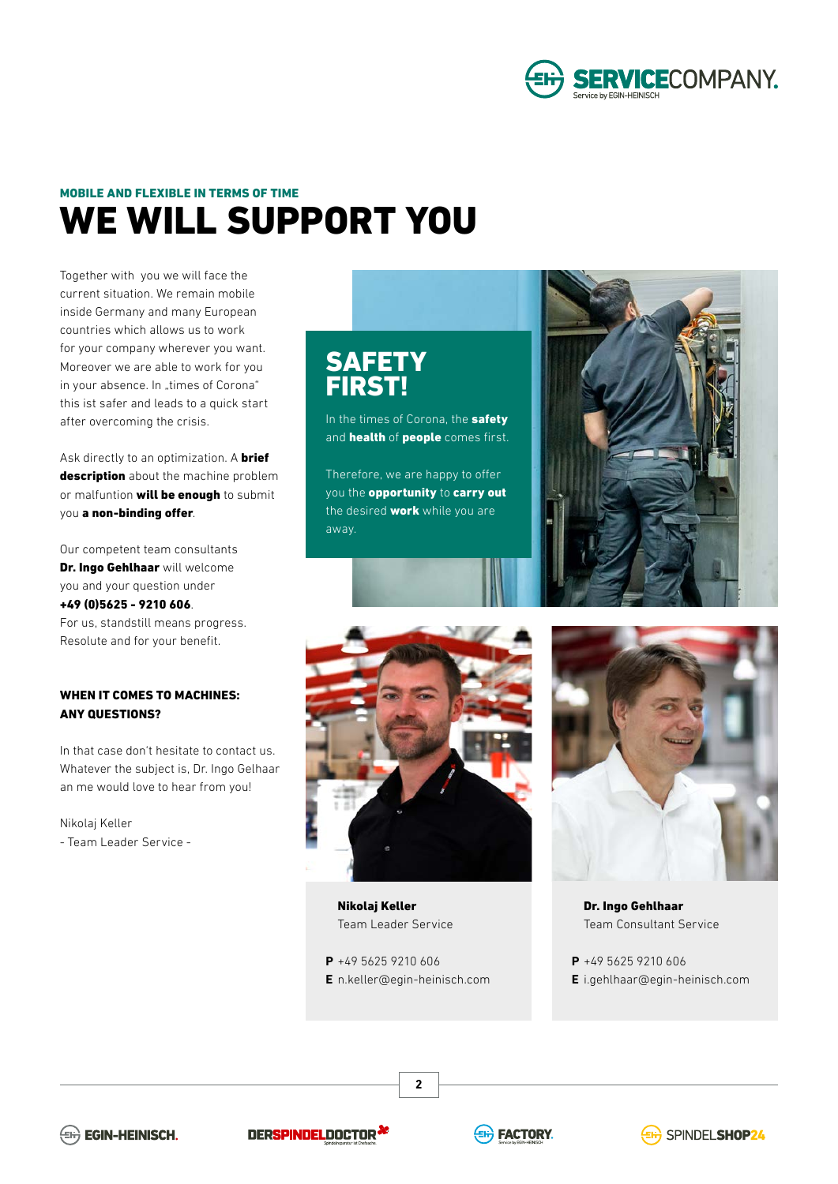MOBILE AND FLEXIBLE IN TERMS OF TIME

# WE WILL SUPPORT YOU

Together with you we will face the current situation. We remain mobile inside Germany and many European countries which allows us to work for your company wherever you want. Moreover we are able to work for you in your absence. In „times of Corona" this ist safer and leads to a quick start after overcoming the crisis.

Ask directly to an optimization. A **brief description** about the machine problem or malfuntion **will be enough** to submit you **a non-binding offer**.

Our competent team consultants **Dr. Ingo Gehlhaar** will welcome you and your question under **+49 (0)5625 - 9210 606**. For us, standstill means progress. Resolute and for your benefit.

**WHEN IT COMES TO MACHINES: ANY QUESTIONS?**

In that case don't hesitate to contact us. Whatever the subject is, Dr. Ingo Gelhaar an me would love to hear from you!

Nikolaj Keller
- Team Leader Service -

## SAFETY FIRST!

In the times of Corona, the **safety** and **health** of **people** comes first.

Therefore, we are happy to offer you the **opportunity** to **carry out** the desired **work** while you are away.

**Nikolaj Keller**
Team Leader Service

**P** +49 5625 9210 606
**E** n.keller@egin-heinisch.com

**Dr. Ingo Gehlhaar**
Team Consultant Service

**P** +49 5625 9210 606
**E** i.gehlhaar@egin-heinisch.com